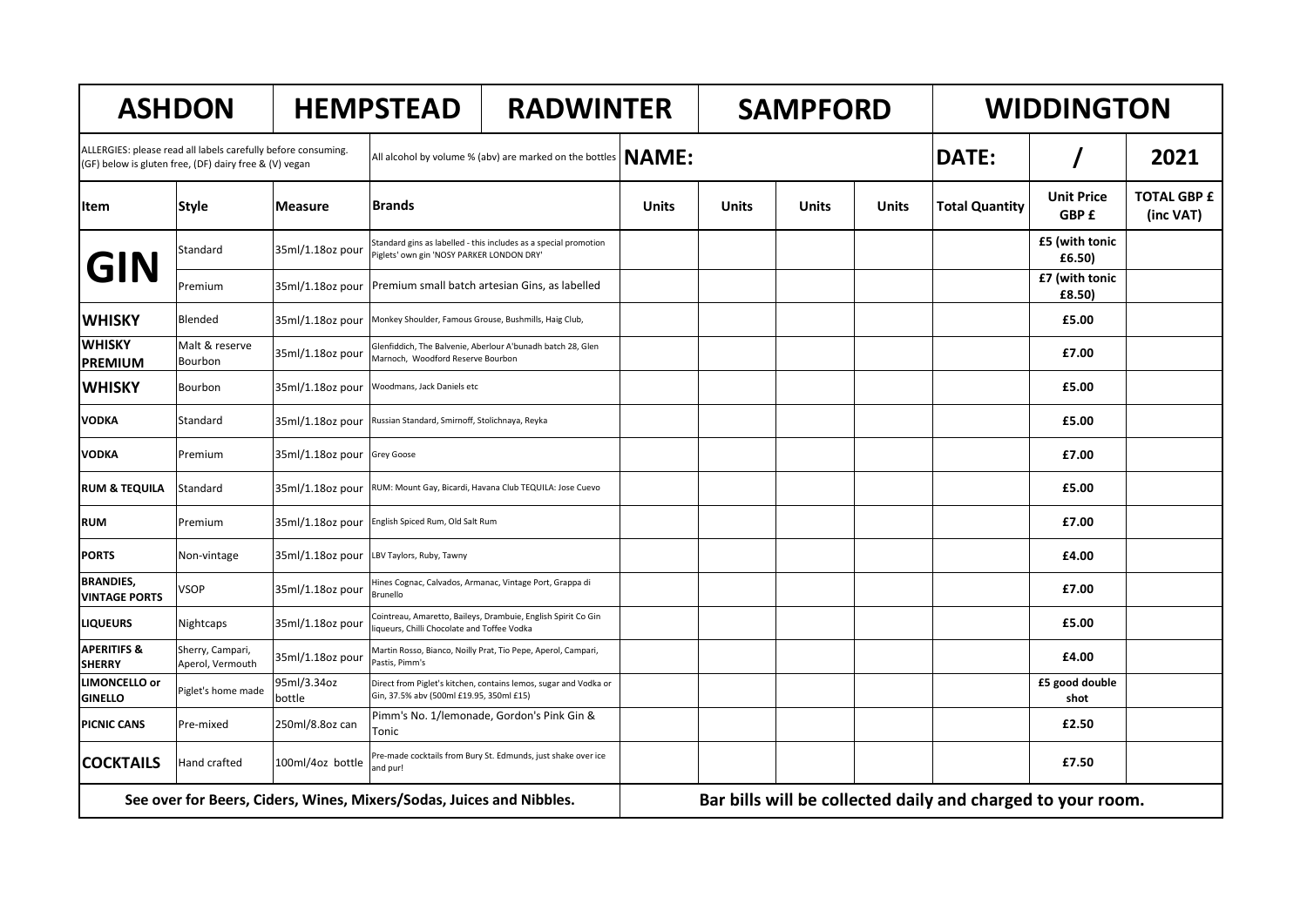| ASHDON | | HEMPSTEAD | RADWINTER | | SAMPFORD | | | WIDDINGTON | | |
|---|---|---|---|---|---|---|---|---|---|---|
| ALLERGIES: please read all labels carefully before consuming. (GF) below is gluten free, (DF) dairy free & (V) vegan | | | All alcohol by volume % (abv) are marked on the bottles | **NAME:** | | | | **DATE:** | **/** | **2021** |
| **Item** | **Style** | **Measure** | **Brands** | **Units** | **Units** | **Units** | **Units** | **Total Quantity** | **Unit Price GBP £** | **TOTAL GBP £ (inc VAT)** |
| **GIN** | Standard | 35ml/1.18oz pour | Standard gins as labelled - this includes as a special promotion Piglets' own gin 'NOSY PARKER LONDON DRY' | | | | | | **£5 (with tonic £6.50)** | |
| | Premium | 35ml/1.18oz pour | Premium small batch artesian Gins, as labelled | | | | | | **£7 (with tonic £8.50)** | |
| **WHISKY** | Blended | 35ml/1.18oz pour | Monkey Shoulder, Famous Grouse, Bushmills, Haig Club, | | | | | | **£5.00** | |
| **WHISKY PREMIUM** | Malt & reserve Bourbon | 35ml/1.18oz pour | Glenfiddich, The Balvenie, Aberlour A'bunadh batch 28, Glen Marnoch, Woodford Reserve Bourbon | | | | | | **£7.00** | |
| **WHISKY** | Bourbon | 35ml/1.18oz pour | Woodmans, Jack Daniels etc | | | | | | **£5.00** | |
| **VODKA** | Standard | 35ml/1.18oz pour | Russian Standard, Smirnoff, Stolichnaya, Reyka | | | | | | **£5.00** | |
| **VODKA** | Premium | 35ml/1.18oz pour | Grey Goose | | | | | | **£7.00** | |
| **RUM & TEQUILA** | Standard | 35ml/1.18oz pour | RUM: Mount Gay, Bicardi, Havana Club TEQUILA: Jose Cuevo | | | | | | **£5.00** | |
| **RUM** | Premium | 35ml/1.18oz pour | English Spiced Rum, Old Salt Rum | | | | | | **£7.00** | |
| **PORTS** | Non-vintage | 35ml/1.18oz pour | LBV Taylors, Ruby, Tawny | | | | | | **£4.00** | |
| **BRANDIES, VINTAGE PORTS** | VSOP | 35ml/1.18oz pour | Hines Cognac, Calvados, Armanac, Vintage Port, Grappa di Brunello | | | | | | **£7.00** | |
| **LIQUEURS** | Nightcaps | 35ml/1.18oz pour | Cointreau, Amaretto, Baileys, Drambuie, English Spirit Co Gin liqueurs, Chilli Chocolate and Toffee Vodka | | | | | | **£5.00** | |
| **APERITIFS & SHERRY** | Sherry, Campari, Aperol, Vermouth | 35ml/1.18oz pour | Martin Rosso, Bianco, Noilly Prat, Tio Pepe, Aperol, Campari, Pastis, Pimm's | | | | | | **£4.00** | |
| **LIMONCELLO or GINELLO** | Piglet's home made | 95ml/3.34oz bottle | Direct from Piglet's kitchen, contains lemos, sugar and Vodka or Gin, 37.5% abv (500ml £19.95, 350ml £15) | | | | | | **£5 good double shot** | |
| **PICNIC CANS** | Pre-mixed | 250ml/8.8oz can | Pimm's No. 1/lemonade, Gordon's Pink Gin & Tonic | | | | | | **£2.50** | |
| **COCKTAILS** | Hand crafted | 100ml/4oz bottle | Pre-made cocktails from Bury St. Edmunds, just shake over ice and pur! | | | | | | **£7.50** | |
| **See over for Beers, Ciders, Wines, Mixers/Sodas, Juices and Nibbles.** | | | | **Bar bills will be collected daily and charged to your room.** | | | | | | |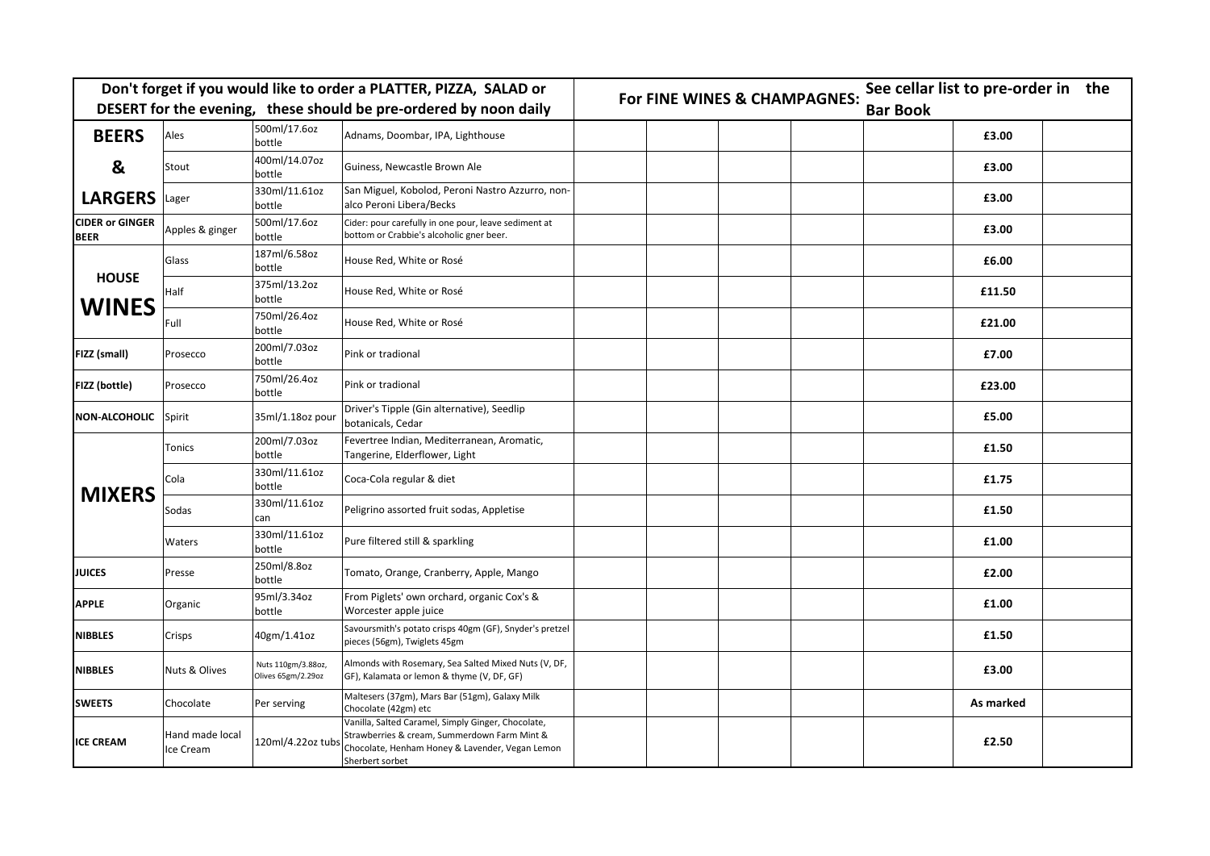| Don't forget if you would like to order a PLATTER, PIZZA, SALAD or DESERT for the evening, these should be pre-ordered by noon daily | | | | For FINE WINES & CHAMPAGNES: | | | | See cellar list to pre-order in the Bar Book | | |
|---|---|---|---|---|---|---|---|---|---|---|
| **BEERS** | Ales | 500ml/17.6oz bottle | Adnams, Doombar, IPA, Lighthouse | | | | | | **£3.00** | |
| **&** | Stout | 400ml/14.07oz bottle | Guiness, Newcastle Brown Ale | | | | | | **£3.00** | |
| **LARGERS** | Lager | 330ml/11.61oz bottle | San Miguel, Kobolod, Peroni Nastro Azzurro, non-alco Peroni Libera/Becks | | | | | | **£3.00** | |
| **CIDER or GINGER BEER** | Apples & ginger | 500ml/17.6oz bottle | Cider: pour carefully in one pour, leave sediment at bottom or Crabbie's alcoholic gner beer. | | | | | | **£3.00** | |
| **HOUSE** | Glass | 187ml/6.58oz bottle | House Red, White or Rosé | | | | | | **£6.00** | |
| **WINES** | Half | 375ml/13.2oz bottle | House Red, White or Rosé | | | | | | **£11.50** | |
| | Full | 750ml/26.4oz bottle | House Red, White or Rosé | | | | | | **£21.00** | |
| **FIZZ (small)** | Prosecco | 200ml/7.03oz bottle | Pink or tradional | | | | | | **£7.00** | |
| **FIZZ (bottle)** | Prosecco | 750ml/26.4oz bottle | Pink or tradional | | | | | | **£23.00** | |
| **NON-ALCOHOLIC** | Spirit | 35ml/1.18oz pour | Driver's Tipple (Gin alternative), Seedlip botanicals, Cedar | | | | | | **£5.00** | |
| **MIXERS** | Tonics | 200ml/7.03oz bottle | Fevertree Indian, Mediterranean, Aromatic, Tangerine, Elderflower, Light | | | | | | **£1.50** | |
| | Cola | 330ml/11.61oz bottle | Coca-Cola regular & diet | | | | | | **£1.75** | |
| | Sodas | 330ml/11.61oz can | Peligrino assorted fruit sodas, Appletise | | | | | | **£1.50** | |
| | Waters | 330ml/11.61oz bottle | Pure filtered still & sparkling | | | | | | **£1.00** | |
| **JUICES** | Presse | 250ml/8.8oz bottle | Tomato, Orange, Cranberry, Apple, Mango | | | | | | **£2.00** | |
| **APPLE** | Organic | 95ml/3.34oz bottle | From Piglets' own orchard, organic Cox's & Worcester apple juice | | | | | | **£1.00** | |
| **NIBBLES** | Crisps | 40gm/1.41oz | Savoursmith's potato crisps 40gm (GF), Snyder's pretzel pieces (56gm), Twiglets 45gm | | | | | | **£1.50** | |
| **NIBBLES** | Nuts & Olives | Nuts 110gm/3.88oz, Olives 65gm/2.29oz | Almonds with Rosemary, Sea Salted Mixed Nuts (V, DF, GF), Kalamata or lemon & thyme (V, DF, GF) | | | | | | **£3.00** | |
| **SWEETS** | Chocolate | Per serving | Maltesers (37gm), Mars Bar (51gm), Galaxy Milk Chocolate (42gm) etc | | | | | | **As marked** | |
| **ICE CREAM** | Hand made local Ice Cream | 120ml/4.22oz tubs | Vanilla, Salted Caramel, Simply Ginger, Chocolate, Strawberries & cream, Summerdown Farm Mint & Chocolate, Henham Honey & Lavender, Vegan Lemon Sherbert sorbet | | | | | | **£2.50** | |